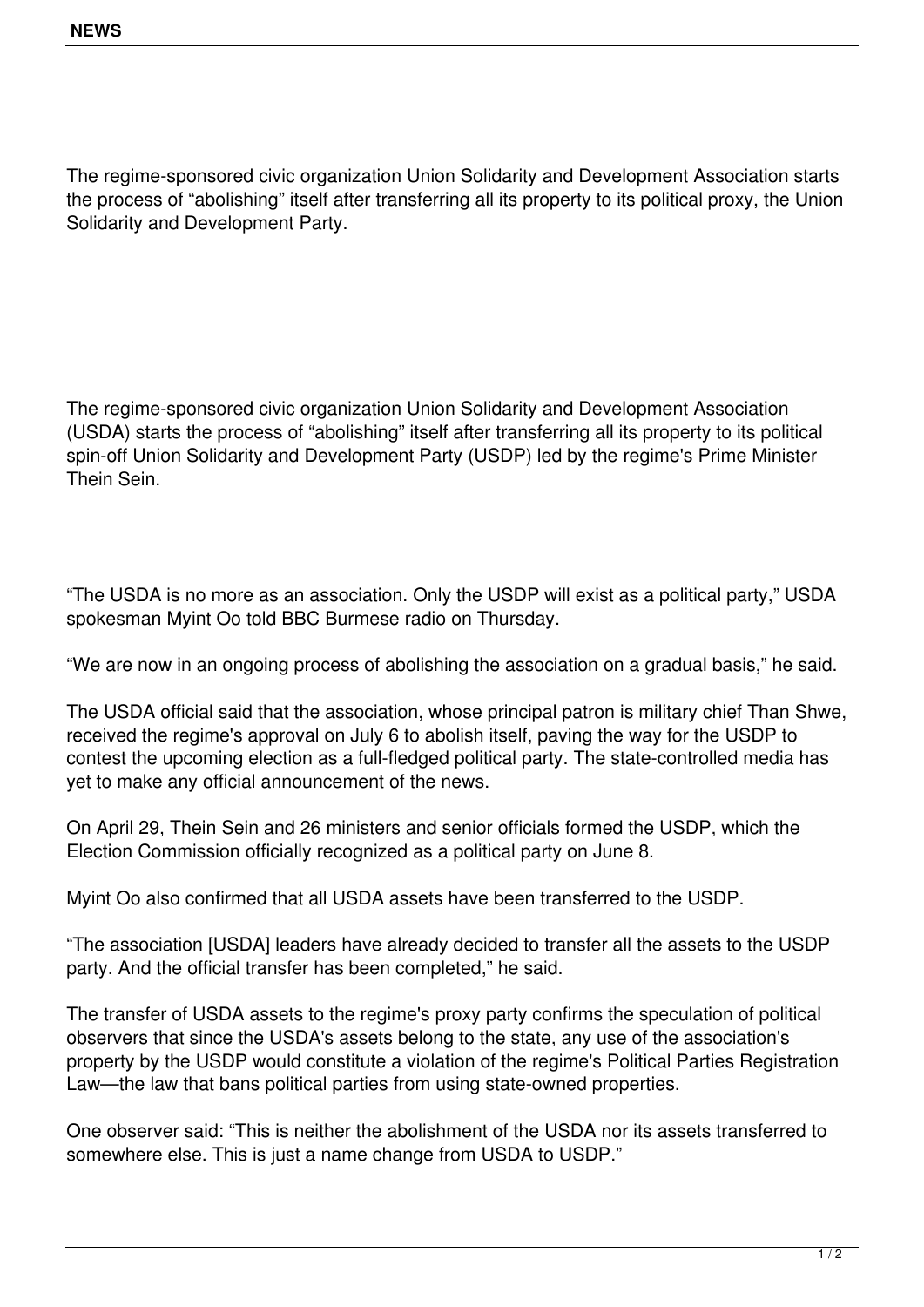The regime-sponsored civic organization Union Solidarity and Development Association starts the process of “abolishing” itself after transferring all its property to its political proxy, the Union Solidarity and Development Party.

The regime-sponsored civic organization Union Solidarity and Development Association (USDA) starts the process of “abolishing” itself after transferring all its property to its political spin-off Union Solidarity and Development Party (USDP) led by the regime's Prime Minister Thein Sein.

“The USDA is no more as an association. Only the USDP will exist as a political party,” USDA spokesman Myint Oo told BBC Burmese radio on Thursday.

“We are now in an ongoing process of abolishing the association on a gradual basis,” he said.

The USDA official said that the association, whose principal patron is military chief Than Shwe, received the regime's approval on July 6 to abolish itself, paving the way for the USDP to contest the upcoming election as a full-fledged political party. The state-controlled media has yet to make any official announcement of the news.

On April 29, Thein Sein and 26 ministers and senior officials formed the USDP, which the Election Commission officially recognized as a political party on June 8.

Myint Oo also confirmed that all USDA assets have been transferred to the USDP.

“The association [USDA] leaders have already decided to transfer all the assets to the USDP party. And the official transfer has been completed,” he said.

The transfer of USDA assets to the regime's proxy party confirms the speculation of political observers that since the USDA's assets belong to the state, any use of the association's property by the USDP would constitute a violation of the regime's Political Parties Registration Law—the law that bans political parties from using state-owned properties.

One observer said: “This is neither the abolishment of the USDA nor its assets transferred to somewhere else. This is just a name change from USDA to USDP.”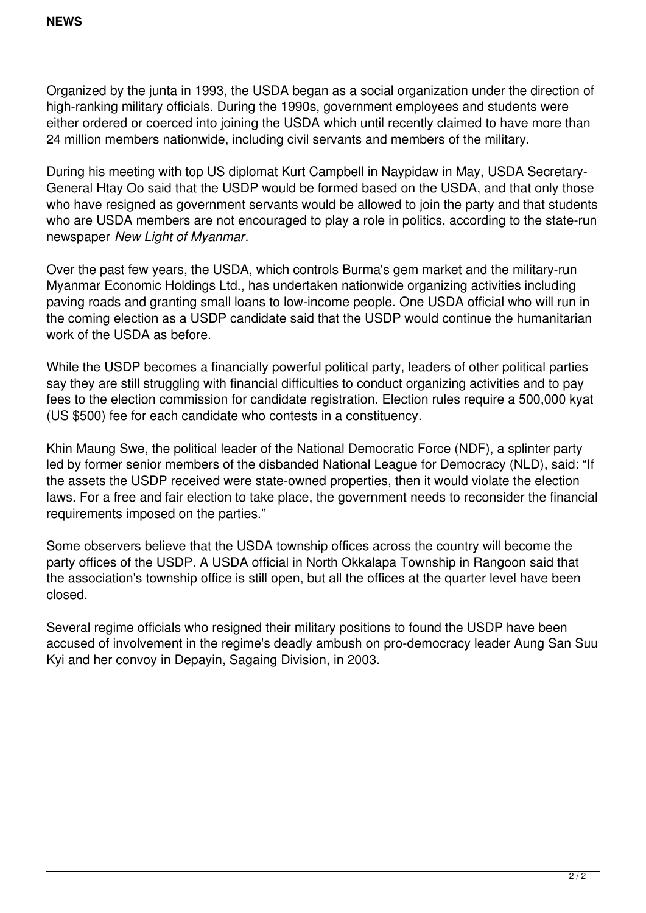Organized by the junta in 1993, the USDA began as a social organization under the direction of high-ranking military officials. During the 1990s, government employees and students were either ordered or coerced into joining the USDA which until recently claimed to have more than 24 million members nationwide, including civil servants and members of the military.

During his meeting with top US diplomat Kurt Campbell in Naypidaw in May, USDA Secretary-General Htay Oo said that the USDP would be formed based on the USDA, and that only those who have resigned as government servants would be allowed to join the party and that students who are USDA members are not encouraged to play a role in politics, according to the state-run newspaper *New Light of Myanmar*.

Over the past few years, the USDA, which controls Burma's gem market and the military-run Myanmar Economic Holdings Ltd., has undertaken nationwide organizing activities including paving roads and granting small loans to low-income people. One USDA official who will run in the coming election as a USDP candidate said that the USDP would continue the humanitarian work of the USDA as before.

While the USDP becomes a financially powerful political party, leaders of other political parties say they are still struggling with financial difficulties to conduct organizing activities and to pay fees to the election commission for candidate registration. Election rules require a 500,000 kyat (US $500) fee for each candidate who contests in a constituency.

Khin Maung Swe, the political leader of the National Democratic Force (NDF), a splinter party led by former senior members of the disbanded National League for Democracy (NLD), said: "If the assets the USDP received were state-owned properties, then it would violate the election laws. For a free and fair election to take place, the government needs to reconsider the financial requirements imposed on the parties."

Some observers believe that the USDA township offices across the country will become the party offices of the USDP. A USDA official in North Okkalapa Township in Rangoon said that the association's township office is still open, but all the offices at the quarter level have been closed.

Several regime officials who resigned their military positions to found the USDP have been accused of involvement in the regime's deadly ambush on pro-democracy leader Aung San Suu Kyi and her convoy in Depayin, Sagaing Division, in 2003.